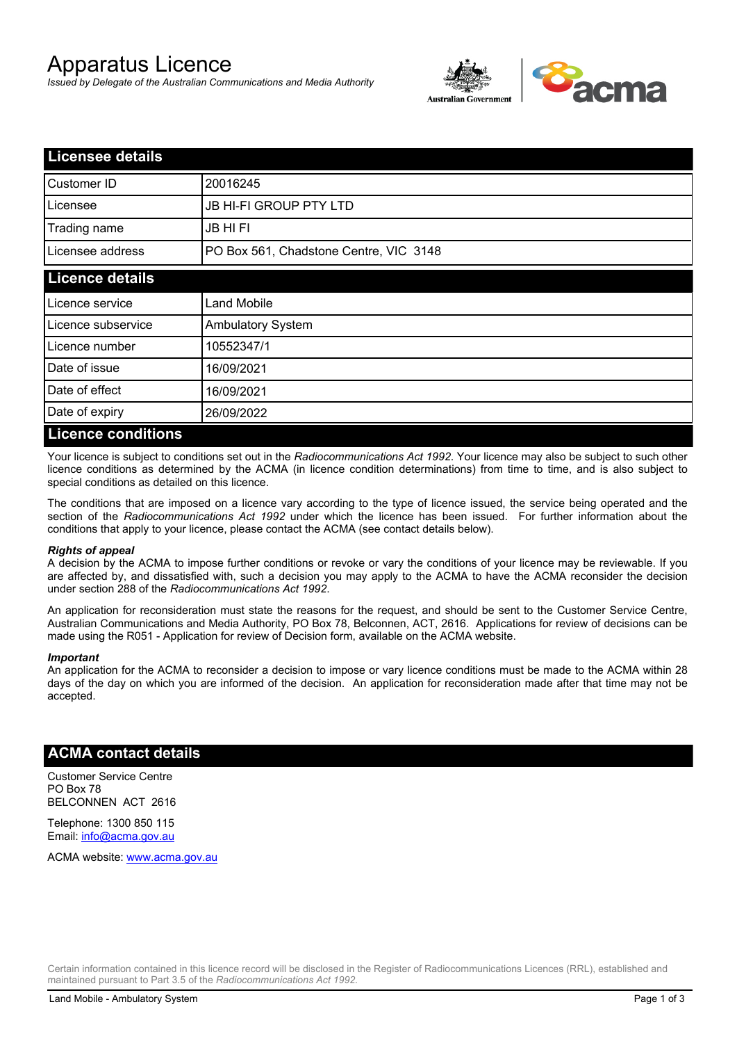# Apparatus Licence

*Issued by Delegate of the Australian Communications and Media Authority*

## Licensee details

| | |
|---|---|
| Customer ID | 20016245 |
| Licensee | JB HI-FI GROUP PTY LTD |
| Trading name | JB HI FI |
| Licensee address | PO Box 561, Chadstone Centre, VIC 3148 |

## Licence details

| | |
|---|---|
| Licence service | Land Mobile |
| Licence subservice | Ambulatory System |
| Licence number | 10552347/1 |
| Date of issue | 16/09/2021 |
| Date of effect | 16/09/2021 |
| Date of expiry | 26/09/2022 |

## Licence conditions

Your licence is subject to conditions set out in the *Radiocommunications Act 1992*. Your licence may also be subject to such other licence conditions as determined by the ACMA (in licence condition determinations) from time to time, and is also subject to special conditions as detailed on this licence.

The conditions that are imposed on a licence vary according to the type of licence issued, the service being operated and the section of the *Radiocommunications Act 1992* under which the licence has been issued. For further information about the conditions that apply to your licence, please contact the ACMA (see contact details below).

#### *Rights of appeal*

A decision by the ACMA to impose further conditions or revoke or vary the conditions of your licence may be reviewable. If you are affected by, and dissatisfied with, such a decision you may apply to the ACMA to have the ACMA reconsider the decision under section 288 of the *Radiocommunications Act 1992*.

An application for reconsideration must state the reasons for the request, and should be sent to the Customer Service Centre, Australian Communications and Media Authority, PO Box 78, Belconnen, ACT, 2616. Applications for review of decisions can be made using the R051 - Application for review of Decision form, available on the ACMA website.

#### *Important*

An application for the ACMA to reconsider a decision to impose or vary licence conditions must be made to the ACMA within 28 days of the day on which you are informed of the decision. An application for reconsideration made after that time may not be accepted.

## ACMA contact details

Customer Service Centre
PO Box 78
BELCONNEN ACT 2616

Telephone: 1300 850 115
Email: info@acma.gov.au

ACMA website: www.acma.gov.au

Certain information contained in this licence record will be disclosed in the Register of Radiocommunications Licences (RRL), established and maintained pursuant to Part 3.5 of the *Radiocommunications Act 1992.*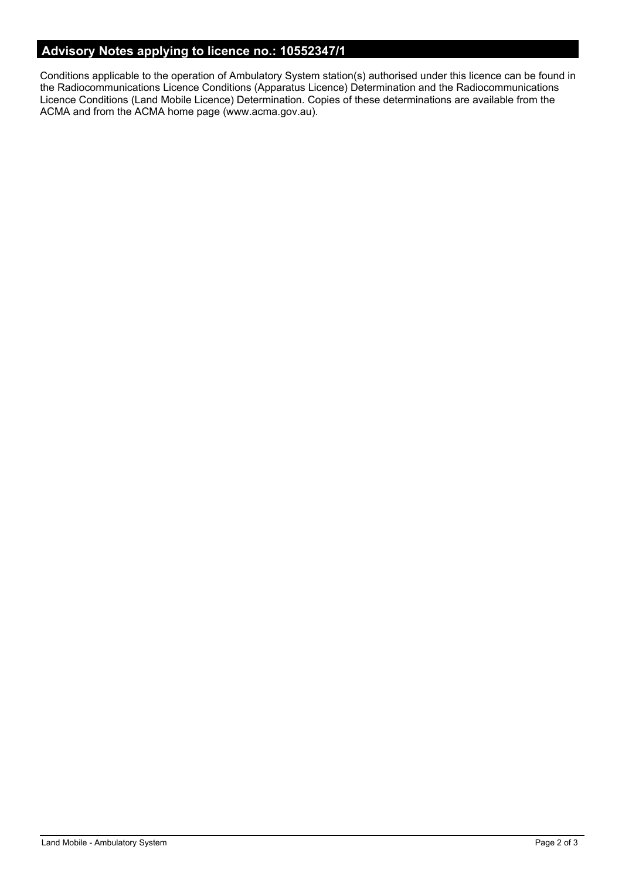## Advisory Notes applying to licence no.: 10552347/1

Conditions applicable to the operation of Ambulatory System station(s) authorised under this licence can be found in the Radiocommunications Licence Conditions (Apparatus Licence) Determination and the Radiocommunications Licence Conditions (Land Mobile Licence) Determination. Copies of these determinations are available from the ACMA and from the ACMA home page (www.acma.gov.au).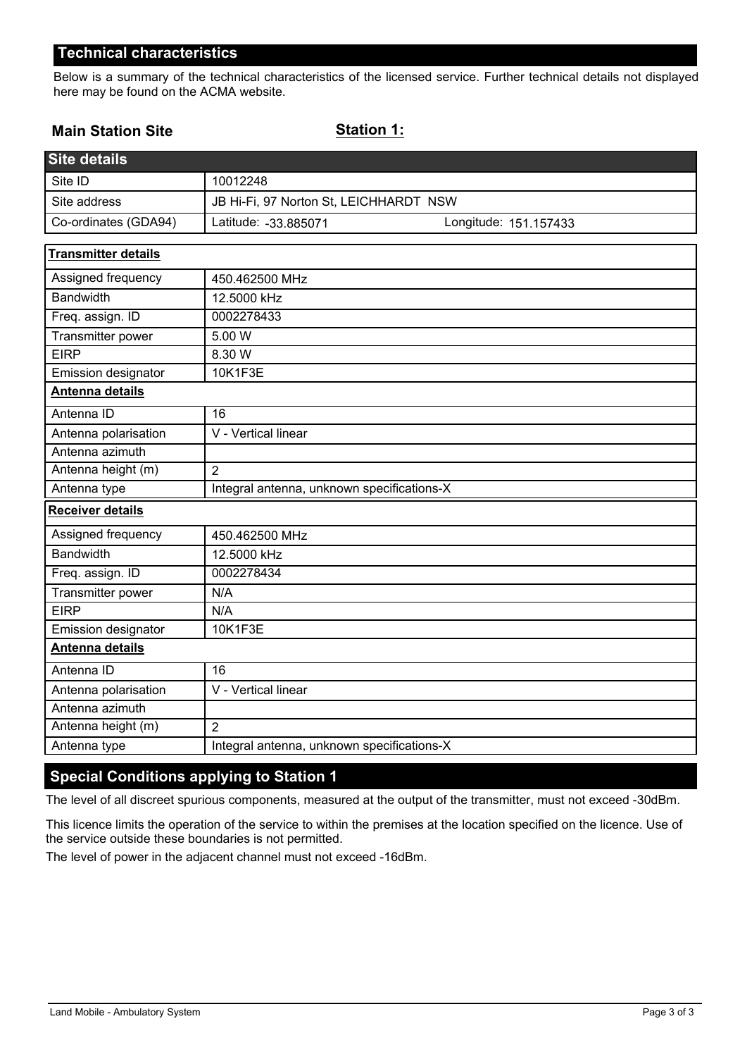## Technical characteristics

Below is a summary of the technical characteristics of the licensed service. Further technical details not displayed here may be found on the ACMA website.

**Main Station Site** **Station 1:**

### Site details

| | |
|---|---|
| Site ID | 10012248 |
| Site address | JB Hi-Fi, 97 Norton St, LEICHHARDT NSW |
| Co-ordinates (GDA94) | Latitude: -33.885071 Longitude: 151.157433 |

| | |
|---|---|
| **Transmitter details** | |
| Assigned frequency | 450.462500 MHz |
| Bandwidth | 12.5000 kHz |
| Freq. assign. ID | 0002278433 |
| Transmitter power | 5.00 W |
| EIRP | 8.30 W |
| Emission designator | 10K1F3E |
| **Antenna details** | |
| Antenna ID | 16 |
| Antenna polarisation | V - Vertical linear |
| Antenna azimuth | |
| Antenna height (m) | 2 |
| Antenna type | Integral antenna, unknown specifications-X |
| **Receiver details** | |
| Assigned frequency | 450.462500 MHz |
| Bandwidth | 12.5000 kHz |
| Freq. assign. ID | 0002278434 |
| Transmitter power | N/A |
| EIRP | N/A |
| Emission designator | 10K1F3E |
| **Antenna details** | |
| Antenna ID | 16 |
| Antenna polarisation | V - Vertical linear |
| Antenna azimuth | |
| Antenna height (m) | 2 |
| Antenna type | Integral antenna, unknown specifications-X |

## Special Conditions applying to Station 1

The level of all discreet spurious components, measured at the output of the transmitter, must not exceed -30dBm.

This licence limits the operation of the service to within the premises at the location specified on the licence. Use of the service outside these boundaries is not permitted.

The level of power in the adjacent channel must not exceed -16dBm.